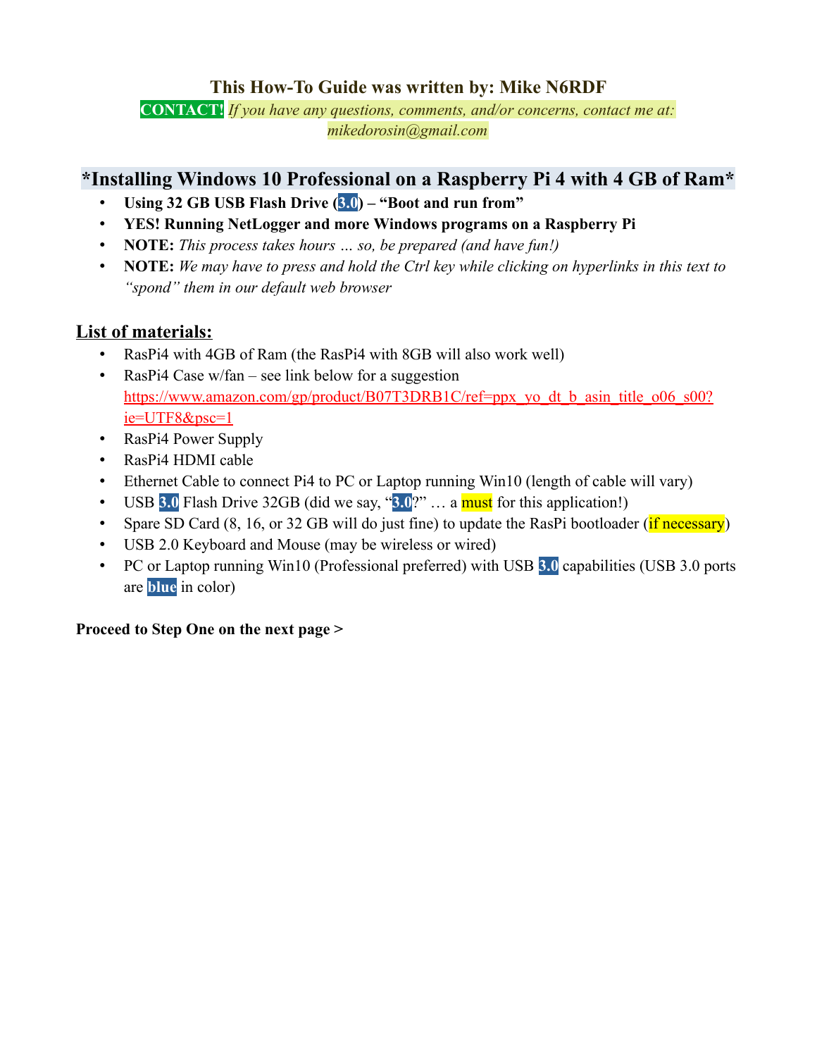**This How-To Guide was written by: Mike N6RDF**

**CONTACT!** *If you have any questions, comments, and/or concerns, contact me at: mikedorosin@gmail.com*

## *Installing Windows 10 Professional on a Raspberry Pi 4 with 4 GB of Ram*

- **Using 32 GB USB Flash Drive (3.0) – "Boot and run from"**
- **YES! Running NetLogger and more Windows programs on a Raspberry Pi**
- **NOTE:** *This process takes hours … so, be prepared (and have fun!)*
- **NOTE:** *We may have to press and hold the Ctrl key while clicking on hyperlinks in this text to "spond" them in our default web browser*

## List of materials:

- RasPi4 with 4GB of Ram (the RasPi4 with 8GB will also work well)
- RasPi4 Case w/fan – see link below for a suggestion https://www.amazon.com/gp/product/B07T3DRB1C/ref=ppx_yo_dt_b_asin_title_o06_s00?ie=UTF8&psc=1
- RasPi4 Power Supply
- RasPi4 HDMI cable
- Ethernet Cable to connect Pi4 to PC or Laptop running Win10 (length of cable will vary)
- USB 3.0 Flash Drive 32GB (did we say, "3.0?" … a must for this application!)
- Spare SD Card (8, 16, or 32 GB will do just fine) to update the RasPi bootloader (if necessary)
- USB 2.0 Keyboard and Mouse (may be wireless or wired)
- PC or Laptop running Win10 (Professional preferred) with USB 3.0 capabilities (USB 3.0 ports are blue in color)

**Proceed to Step One on the next page >**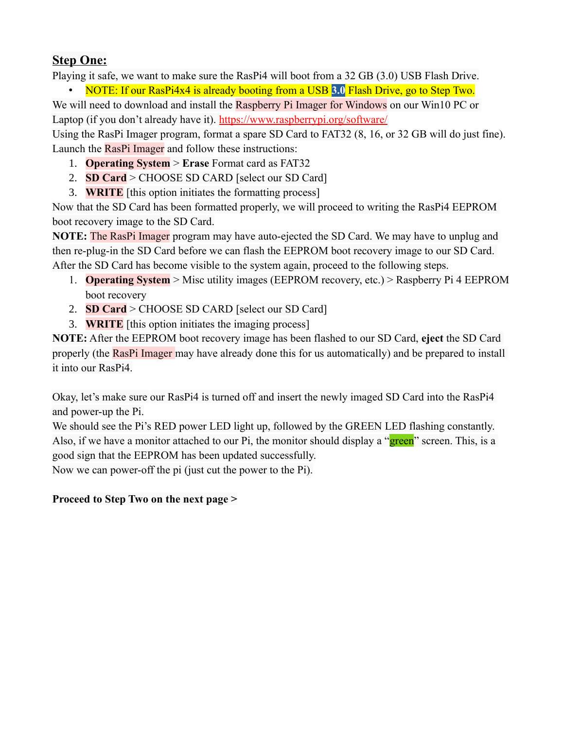## **Step One:**

Playing it safe, we want to make sure the RasPi4 will boot from a 32 GB (3.0) USB Flash Drive.

- NOTE: If our RasPi4x4 is already booting from a USB 3.0 Flash Drive, go to Step Two.

We will need to download and install the Raspberry Pi Imager for Windows on our Win10 PC or Laptop (if you don't already have it). https://www.raspberrypi.org/software/

Using the RasPi Imager program, format a spare SD Card to FAT32 (8, 16, or 32 GB will do just fine). Launch the RasPi Imager and follow these instructions:

1. **Operating System** > **Erase** Format card as FAT32
2. **SD Card** > CHOOSE SD CARD [select our SD Card]
3. **WRITE** [this option initiates the formatting process]

Now that the SD Card has been formatted properly, we will proceed to writing the RasPi4 EEPROM boot recovery image to the SD Card.

**NOTE:** The RasPi Imager program may have auto-ejected the SD Card. We may have to unplug and then re-plug-in the SD Card before we can flash the EEPROM boot recovery image to our SD Card. After the SD Card has become visible to the system again, proceed to the following steps.

1. **Operating System** > Misc utility images (EEPROM recovery, etc.) > Raspberry Pi 4 EEPROM boot recovery
2. **SD Card** > CHOOSE SD CARD [select our SD Card]
3. **WRITE** [this option initiates the imaging process]

**NOTE:** After the EEPROM boot recovery image has been flashed to our SD Card, **eject** the SD Card properly (the RasPi Imager may have already done this for us automatically) and be prepared to install it into our RasPi4.

Okay, let's make sure our RasPi4 is turned off and insert the newly imaged SD Card into the RasPi4 and power-up the Pi.

We should see the Pi's RED power LED light up, followed by the GREEN LED flashing constantly. Also, if we have a monitor attached to our Pi, the monitor should display a "green" screen. This, is a good sign that the EEPROM has been updated successfully.

Now we can power-off the pi (just cut the power to the Pi).

**Proceed to Step Two on the next page >**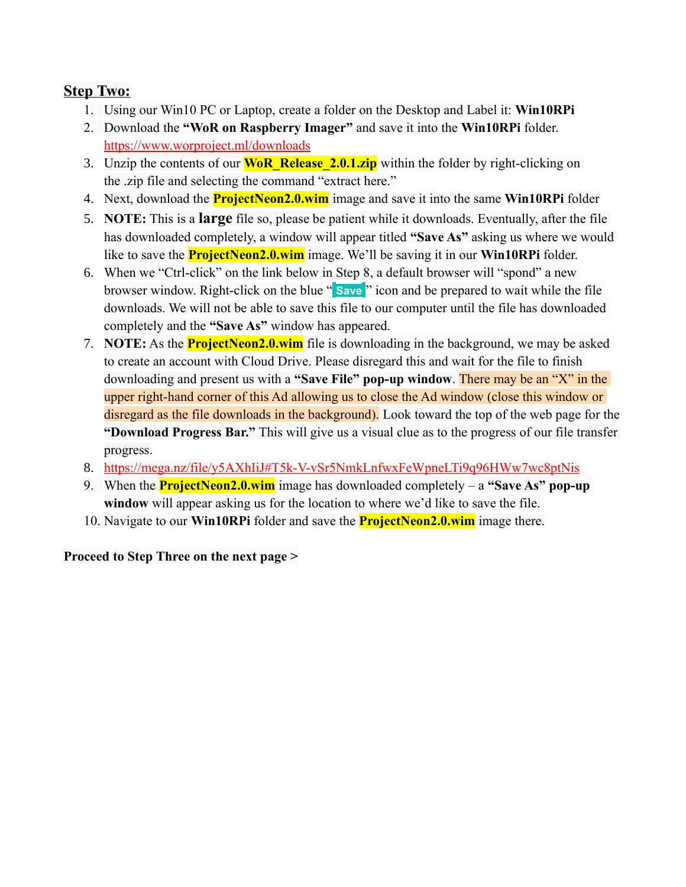## **Step Two:**

1. Using our Win10 PC or Laptop, create a folder on the Desktop and Label it: **Win10RPi**
2. Download the **"WoR on Raspberry Imager"** and save it into the **Win10RPi** folder. https://www.worproject.ml/downloads
3. Unzip the contents of our **WoR_Release_2.0.1.zip** within the folder by right-clicking on the .zip file and selecting the command "extract here."
4. Next, download the **ProjectNeon2.0.wim** image and save it into the same **Win10RPi** folder
5. **NOTE:** This is a **large** file so, please be patient while it downloads. Eventually, after the file has downloaded completely, a window will appear titled **"Save As"** asking us where we would like to save the **ProjectNeon2.0.wim** image. We'll be saving it in our **Win10RPi** folder.
6. When we "Ctrl-click" on the link below in Step 8, a default browser will "spond" a new browser window. Right-click on the blue "**Save**" icon and be prepared to wait while the file downloads. We will not be able to save this file to our computer until the file has downloaded completely and the **"Save As"** window has appeared.
7. **NOTE:** As the **ProjectNeon2.0.wim** file is downloading in the background, we may be asked to create an account with Cloud Drive. Please disregard this and wait for the file to finish downloading and present us with a **"Save File" pop-up window**. There may be an "X" in the upper right-hand corner of this Ad allowing us to close the Ad window (close this window or disregard as the file downloads in the background). Look toward the top of the web page for the **"Download Progress Bar."** This will give us a visual clue as to the progress of our file transfer progress.
8. https://mega.nz/file/y5AXhIiJ#T5k-V-vSr5NmkLnfwxFeWpneLTi9q96HWw7wc8ptNis
9. When the **ProjectNeon2.0.wim** image has downloaded completely – a **"Save As" pop-up window** will appear asking us for the location to where we'd like to save the file.
10. Navigate to our **Win10RPi** folder and save the **ProjectNeon2.0.wim** image there.

**Proceed to Step Three on the next page >**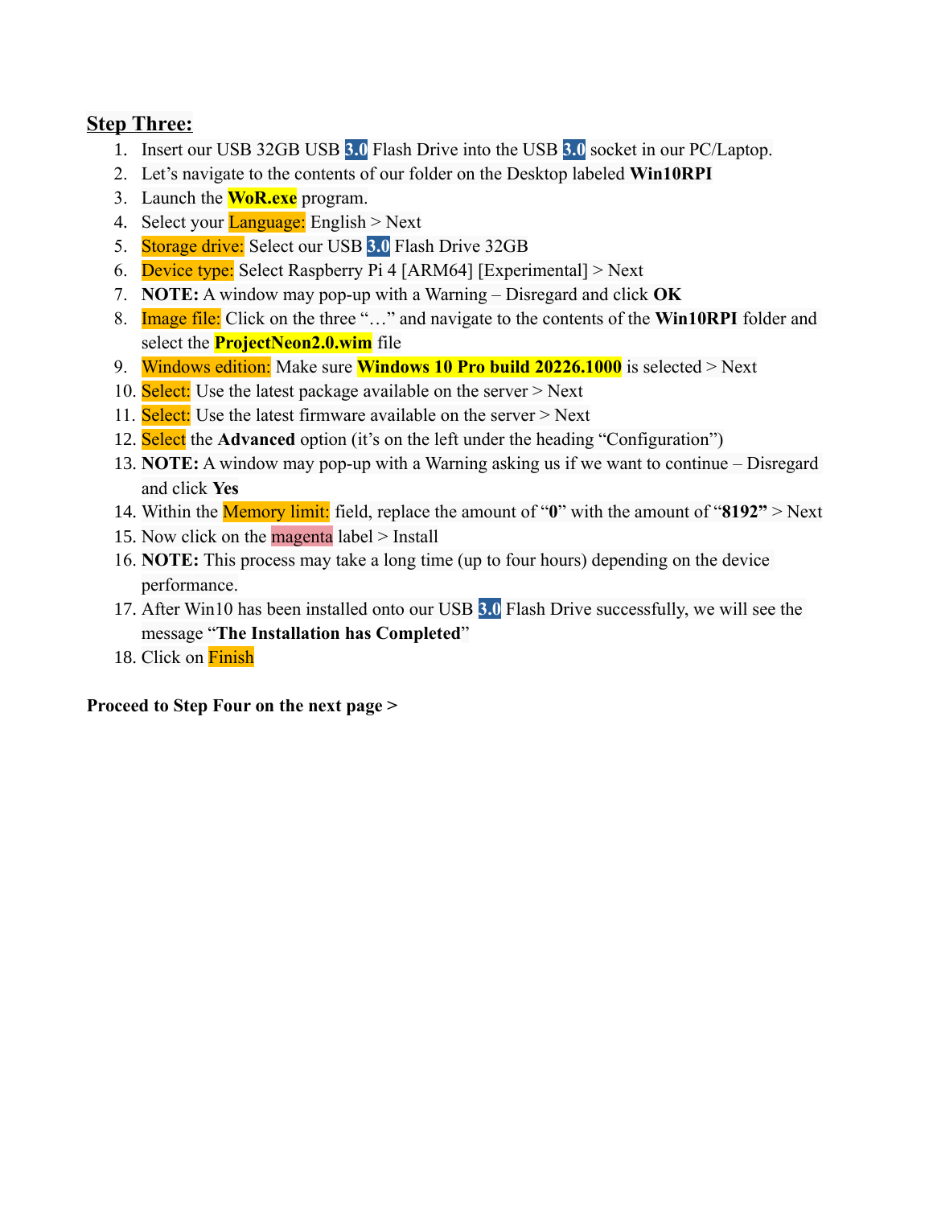## Step Three:

1. Insert our USB 32GB USB 3.0 Flash Drive into the USB 3.0 socket in our PC/Laptop.
2. Let's navigate to the contents of our folder on the Desktop labeled **Win10RPI**
3. Launch the **WoR.exe** program.
4. Select your Language: English > Next
5. Storage drive: Select our USB 3.0 Flash Drive 32GB
6. Device type: Select Raspberry Pi 4 [ARM64] [Experimental] > Next
7. **NOTE:** A window may pop-up with a Warning – Disregard and click **OK**
8. Image file: Click on the three "…" and navigate to the contents of the **Win10RPI** folder and select the **ProjectNeon2.0.wim** file
9. Windows edition: Make sure **Windows 10 Pro build 20226.1000** is selected > Next
10. Select: Use the latest package available on the server > Next
11. Select: Use the latest firmware available on the server > Next
12. Select the **Advanced** option (it's on the left under the heading "Configuration")
13. **NOTE:** A window may pop-up with a Warning asking us if we want to continue – Disregard and click **Yes**
14. Within the Memory limit: field, replace the amount of "**0**" with the amount of "**8192"** > Next
15. Now click on the magenta label > Install
16. **NOTE:** This process may take a long time (up to four hours) depending on the device performance.
17. After Win10 has been installed onto our USB 3.0 Flash Drive successfully, we will see the message "**The Installation has Completed**"
18. Click on Finish

**Proceed to Step Four on the next page >**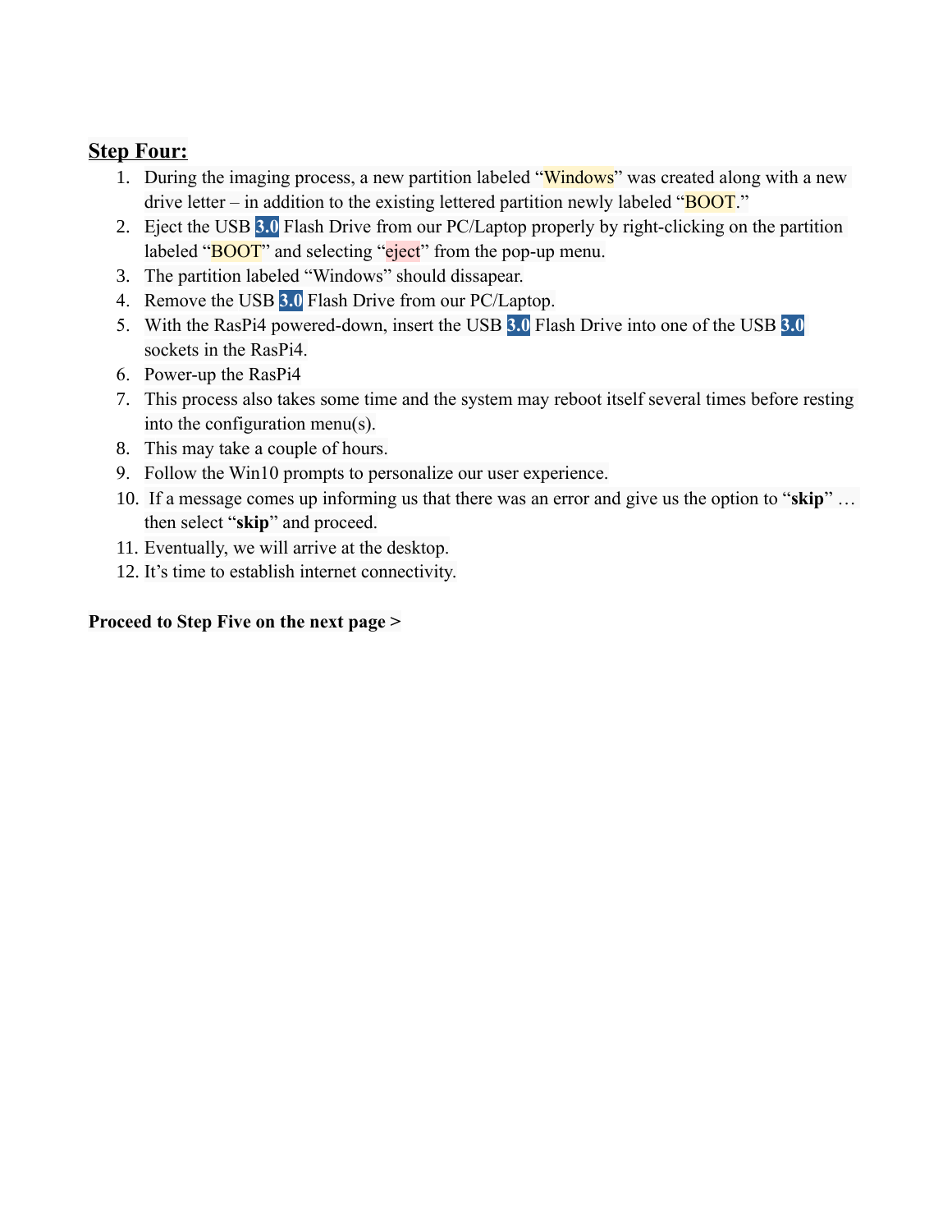## **Step Four:**

1. During the imaging process, a new partition labeled "Windows" was created along with a new drive letter – in addition to the existing lettered partition newly labeled "BOOT."
2. Eject the USB **3.0** Flash Drive from our PC/Laptop properly by right-clicking on the partition labeled "BOOT" and selecting "eject" from the pop-up menu.
3. The partition labeled "Windows" should dissapear.
4. Remove the USB **3.0** Flash Drive from our PC/Laptop.
5. With the RasPi4 powered-down, insert the USB **3.0** Flash Drive into one of the USB **3.0** sockets in the RasPi4.
6. Power-up the RasPi4
7. This process also takes some time and the system may reboot itself several times before resting into the configuration menu(s).
8. This may take a couple of hours.
9. Follow the Win10 prompts to personalize our user experience.
10. If a message comes up informing us that there was an error and give us the option to "**skip**" … then select "**skip**" and proceed.
11. Eventually, we will arrive at the desktop.
12. It's time to establish internet connectivity.

**Proceed to Step Five on the next page >**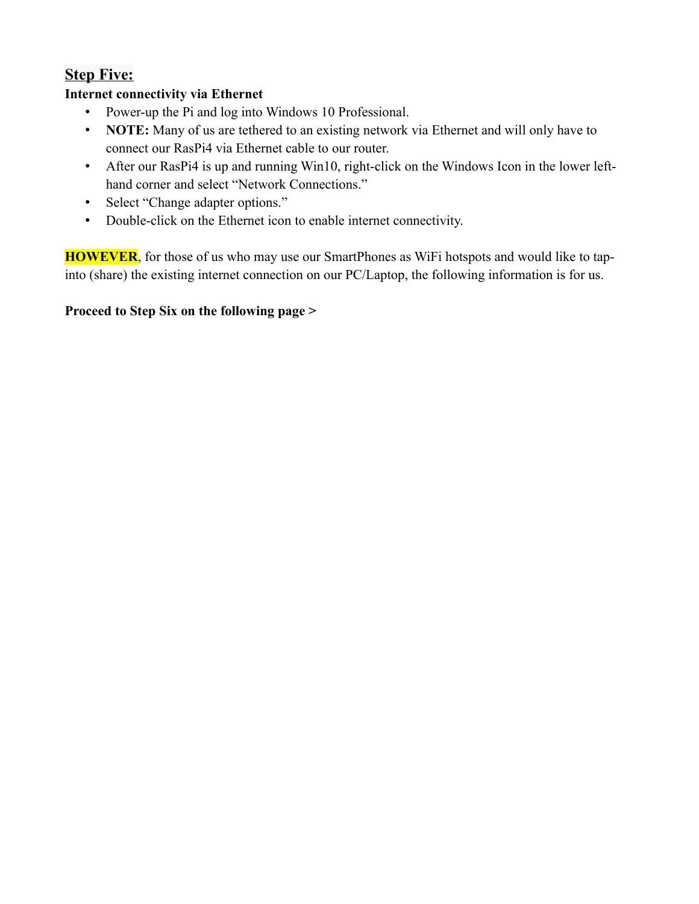## Step Five:

**Internet connectivity via Ethernet**

- Power-up the Pi and log into Windows 10 Professional.
- **NOTE:** Many of us are tethered to an existing network via Ethernet and will only have to connect our RasPi4 via Ethernet cable to our router.
- After our RasPi4 is up and running Win10, right-click on the Windows Icon in the lower left-hand corner and select "Network Connections."
- Select "Change adapter options."
- Double-click on the Ethernet icon to enable internet connectivity.

**HOWEVER**, for those of us who may use our SmartPhones as WiFi hotspots and would like to tap-into (share) the existing internet connection on our PC/Laptop, the following information is for us.

**Proceed to Step Six on the following page >**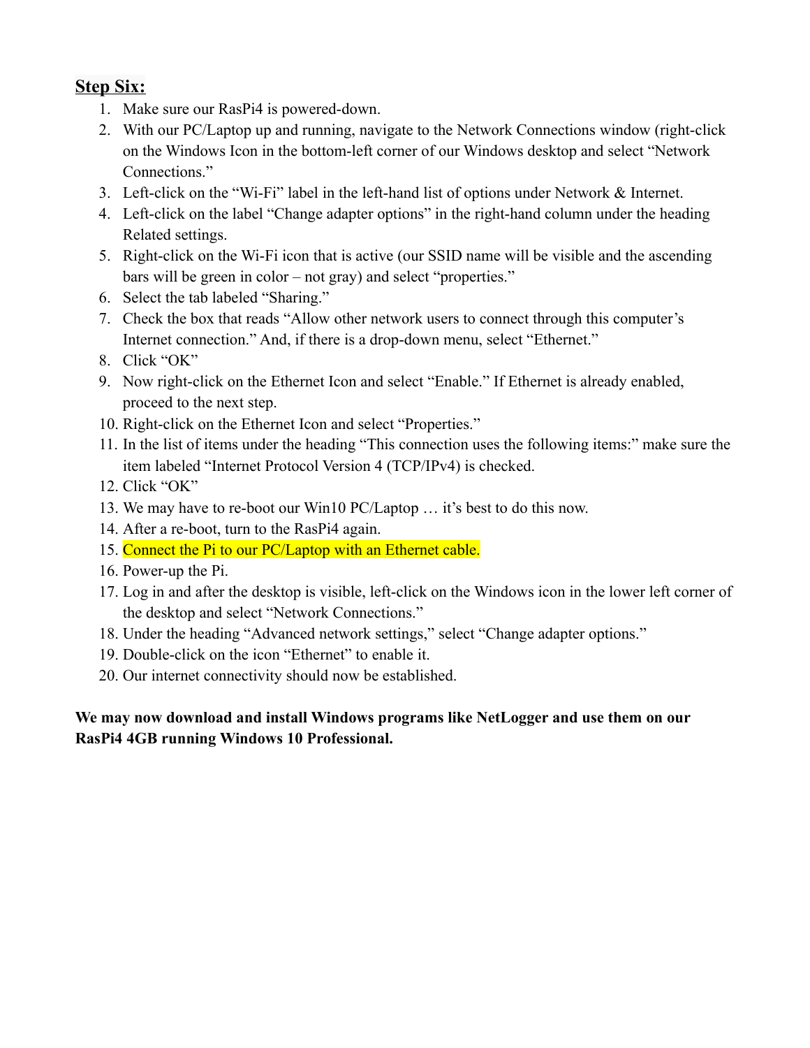## Step Six:

1. Make sure our RasPi4 is powered-down.
2. With our PC/Laptop up and running, navigate to the Network Connections window (right-click on the Windows Icon in the bottom-left corner of our Windows desktop and select "Network Connections."
3. Left-click on the "Wi-Fi" label in the left-hand list of options under Network & Internet.
4. Left-click on the label "Change adapter options" in the right-hand column under the heading Related settings.
5. Right-click on the Wi-Fi icon that is active (our SSID name will be visible and the ascending bars will be green in color – not gray) and select "properties."
6. Select the tab labeled "Sharing."
7. Check the box that reads "Allow other network users to connect through this computer's Internet connection." And, if there is a drop-down menu, select "Ethernet."
8. Click "OK"
9. Now right-click on the Ethernet Icon and select "Enable." If Ethernet is already enabled, proceed to the next step.
10. Right-click on the Ethernet Icon and select "Properties."
11. In the list of items under the heading "This connection uses the following items:" make sure the item labeled "Internet Protocol Version 4 (TCP/IPv4) is checked.
12. Click "OK"
13. We may have to re-boot our Win10 PC/Laptop … it's best to do this now.
14. After a re-boot, turn to the RasPi4 again.
15. Connect the Pi to our PC/Laptop with an Ethernet cable.
16. Power-up the Pi.
17. Log in and after the desktop is visible, left-click on the Windows icon in the lower left corner of the desktop and select "Network Connections."
18. Under the heading "Advanced network settings," select "Change adapter options."
19. Double-click on the icon "Ethernet" to enable it.
20. Our internet connectivity should now be established.

**We may now download and install Windows programs like NetLogger and use them on our RasPi4 4GB running Windows 10 Professional.**